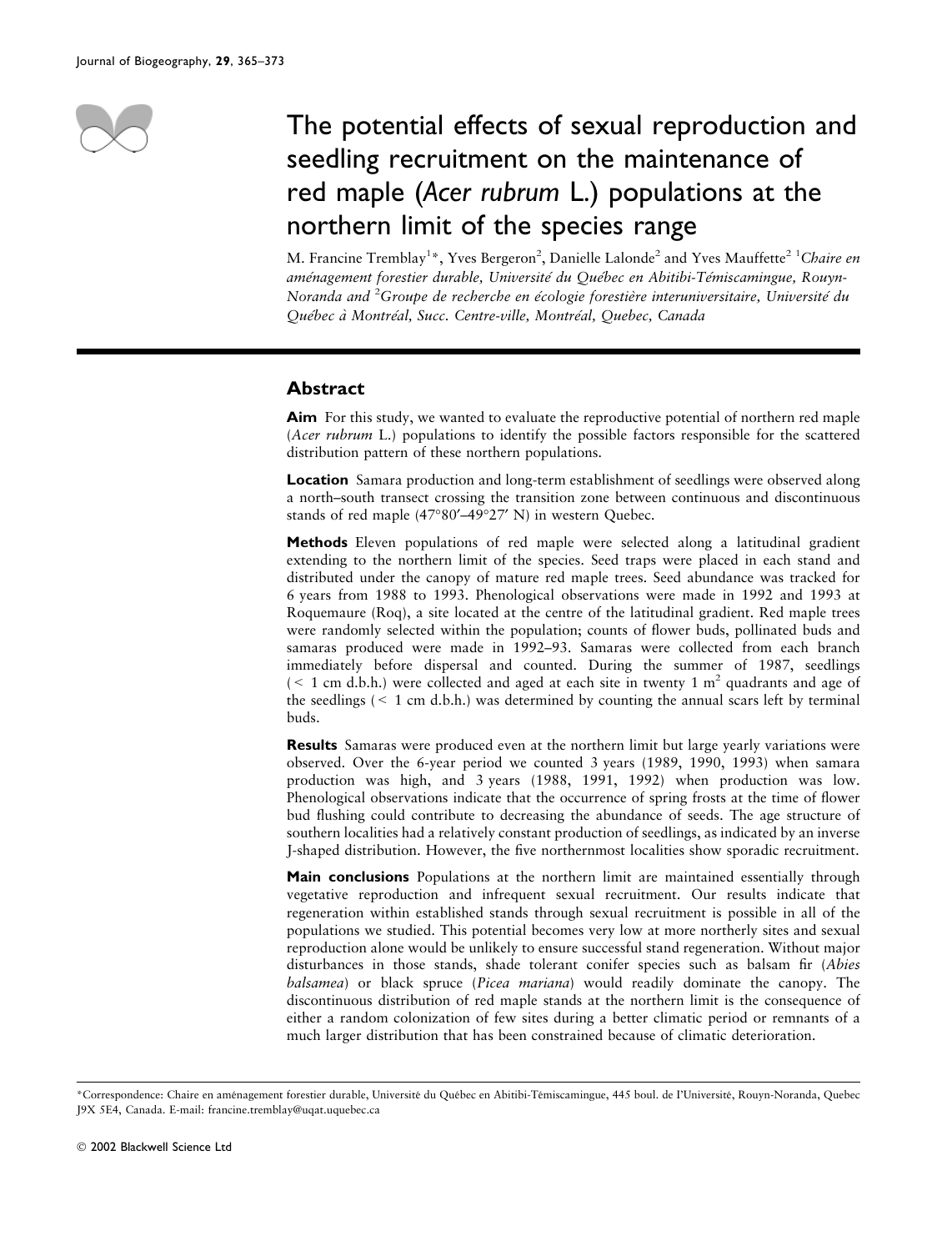# The potential effects of sexual reproduction and seedling recruitment on the maintenance of red maple (*Acer rubrum* L.) populations at the northern limit of the species range

M. Francine Tremblay[1]*, Yves Bergeron[2], Danielle Lalonde[2] and Yves Mauffette[2] [1]*Chaire en aménagement forestier durable, Université du Québec en Abitibi-Témiscamingue, Rouyn-Noranda and* [2]*Groupe de recherche en écologie forestière interuniversitaire, Université du Québec à Montréal, Succ. Centre-ville, Montréal, Quebec, Canada*

## Abstract

**Aim** For this study, we wanted to evaluate the reproductive potential of northern red maple (*Acer rubrum* L.) populations to identify the possible factors responsible for the scattered distribution pattern of these northern populations.

**Location** Samara production and long-term establishment of seedlings were observed along a north–south transect crossing the transition zone between continuous and discontinuous stands of red maple (47°80′–49°27′ N) in western Quebec.

**Methods** Eleven populations of red maple were selected along a latitudinal gradient extending to the northern limit of the species. Seed traps were placed in each stand and distributed under the canopy of mature red maple trees. Seed abundance was tracked for 6 years from 1988 to 1993. Phenological observations were made in 1992 and 1993 at Roquemaure (Roq), a site located at the centre of the latitudinal gradient. Red maple trees were randomly selected within the population; counts of flower buds, pollinated buds and samaras produced were made in 1992–93. Samaras were collected from each branch immediately before dispersal and counted. During the summer of 1987, seedlings (< 1 cm d.b.h.) were collected and aged at each site in twenty 1 $m^2$ quadrants and age of the seedlings (< 1 cm d.b.h.) was determined by counting the annual scars left by terminal buds.

**Results** Samaras were produced even at the northern limit but large yearly variations were observed. Over the 6-year period we counted 3 years (1989, 1990, 1993) when samara production was high, and 3 years (1988, 1991, 1992) when production was low. Phenological observations indicate that the occurrence of spring frosts at the time of flower bud flushing could contribute to decreasing the abundance of seeds. The age structure of southern localities had a relatively constant production of seedlings, as indicated by an inverse J-shaped distribution. However, the five northernmost localities show sporadic recruitment.

**Main conclusions** Populations at the northern limit are maintained essentially through vegetative reproduction and infrequent sexual recruitment. Our results indicate that regeneration within established stands through sexual recruitment is possible in all of the populations we studied. This potential becomes very low at more northerly sites and sexual reproduction alone would be unlikely to ensure successful stand regeneration. Without major disturbances in those stands, shade tolerant conifer species such as balsam fir (*Abies balsamea*) or black spruce (*Picea mariana*) would readily dominate the canopy. The discontinuous distribution of red maple stands at the northern limit is the consequence of either a random colonization of few sites during a better climatic period or remnants of a much larger distribution that has been constrained because of climatic deterioration.

---

*Correspondence: Chaire en aménagement forestier durable, Université du Québec en Abitibi-Témiscamingue, 445 boul. de l'Université, Rouyn-Noranda, Quebec J9X 5E4, Canada. E-mail: francine.tremblay@uqat.uquebec.ca

© 2002 Blackwell Science Ltd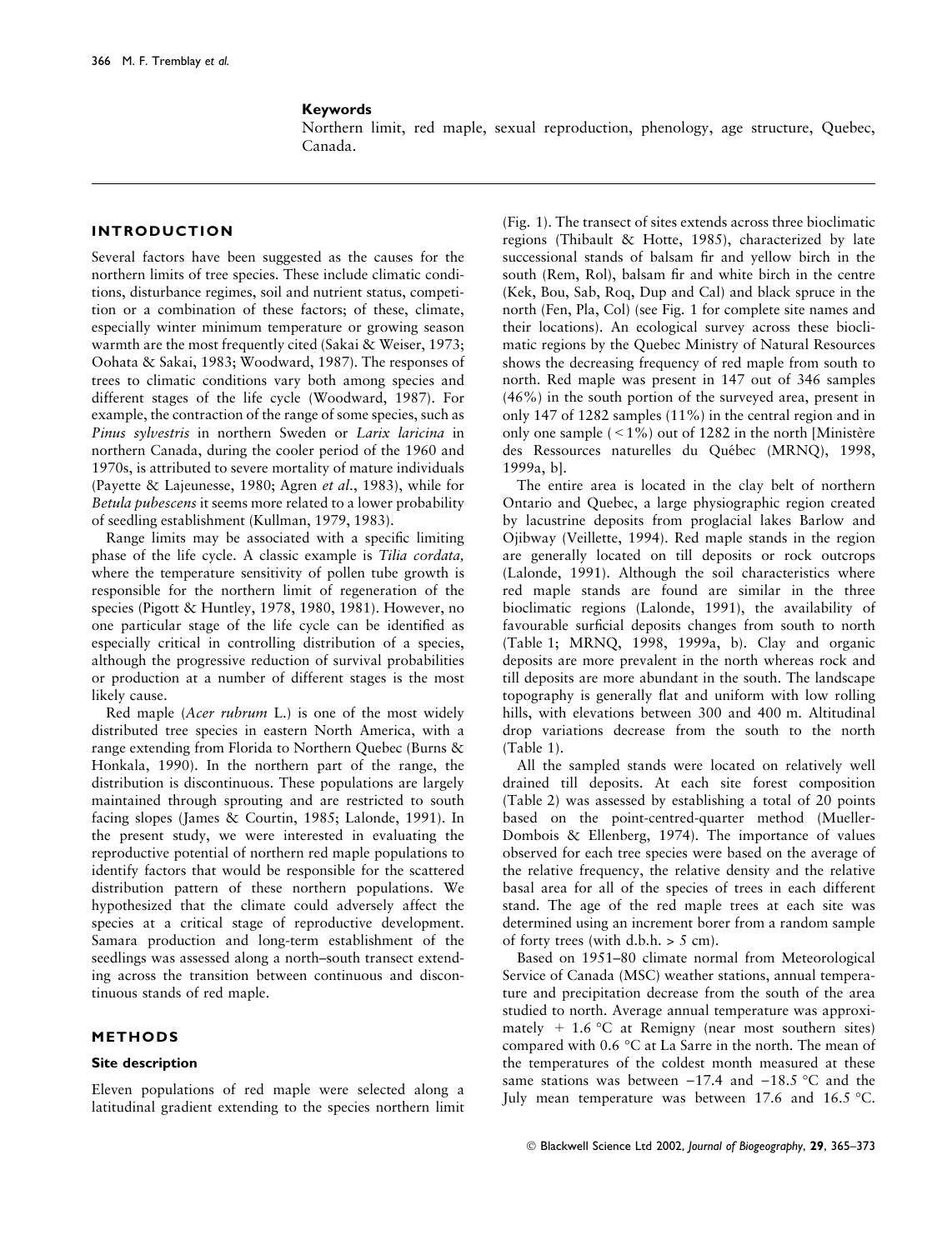**Keywords**

Northern limit, red maple, sexual reproduction, phenology, age structure, Quebec, Canada.

## INTRODUCTION

Several factors have been suggested as the causes for the northern limits of tree species. These include climatic conditions, disturbance regimes, soil and nutrient status, competition or a combination of these factors; of these, climate, especially winter minimum temperature or growing season warmth are the most frequently cited (Sakai & Weiser, 1973; Oohata & Sakai, 1983; Woodward, 1987). The responses of trees to climatic conditions vary both among species and different stages of the life cycle (Woodward, 1987). For example, the contraction of the range of some species, such as *Pinus sylvestris* in northern Sweden or *Larix laricina* in northern Canada, during the cooler period of the 1960 and 1970s, is attributed to severe mortality of mature individuals (Payette & Lajeunesse, 1980; Agren *et al.*, 1983), while for *Betula pubescens* it seems more related to a lower probability of seedling establishment (Kullman, 1979, 1983).

Range limits may be associated with a specific limiting phase of the life cycle. A classic example is *Tilia cordata,* where the temperature sensitivity of pollen tube growth is responsible for the northern limit of regeneration of the species (Pigott & Huntley, 1978, 1980, 1981). However, no one particular stage of the life cycle can be identified as especially critical in controlling distribution of a species, although the progressive reduction of survival probabilities or production at a number of different stages is the most likely cause.

Red maple (*Acer rubrum* L.) is one of the most widely distributed tree species in eastern North America, with a range extending from Florida to Northern Quebec (Burns & Honkala, 1990). In the northern part of the range, the distribution is discontinuous. These populations are largely maintained through sprouting and are restricted to south facing slopes (James & Courtin, 1985; Lalonde, 1991). In the present study, we were interested in evaluating the reproductive potential of northern red maple populations to identify factors that would be responsible for the scattered distribution pattern of these northern populations. We hypothesized that the climate could adversely affect the species at a critical stage of reproductive development. Samara production and long-term establishment of the seedlings was assessed along a north–south transect extending across the transition between continuous and discontinuous stands of red maple.

## METHODS

### Site description

Eleven populations of red maple were selected along a latitudinal gradient extending to the species northern limit (Fig. 1). The transect of sites extends across three bioclimatic regions (Thibault & Hotte, 1985), characterized by late successional stands of balsam fir and yellow birch in the south (Rem, Rol), balsam fir and white birch in the centre (Kek, Bou, Sab, Roq, Dup and Cal) and black spruce in the north (Fen, Pla, Col) (see Fig. 1 for complete site names and their locations). An ecological survey across these bioclimatic regions by the Quebec Ministry of Natural Resources shows the decreasing frequency of red maple from south to north. Red maple was present in 147 out of 346 samples (46%) in the south portion of the surveyed area, present in only 147 of 1282 samples (11%) in the central region and in only one sample (< 1%) out of 1282 in the north [Ministère des Ressources naturelles du Québec (MRNQ), 1998, 1999a, b].

The entire area is located in the clay belt of northern Ontario and Quebec, a large physiographic region created by lacustrine deposits from proglacial lakes Barlow and Ojibway (Veillette, 1994). Red maple stands in the region are generally located on till deposits or rock outcrops (Lalonde, 1991). Although the soil characteristics where red maple stands are found are similar in the three bioclimatic regions (Lalonde, 1991), the availability of favourable surficial deposits changes from south to north (Table 1; MRNQ, 1998, 1999a, b). Clay and organic deposits are more prevalent in the north whereas rock and till deposits are more abundant in the south. The landscape topography is generally flat and uniform with low rolling hills, with elevations between 300 and 400 m. Altitudinal drop variations decrease from the south to the north (Table 1).

All the sampled stands were located on relatively well drained till deposits. At each site forest composition (Table 2) was assessed by establishing a total of 20 points based on the point-centred-quarter method (Mueller-Dombois & Ellenberg, 1974). The importance of values observed for each tree species were based on the average of the relative frequency, the relative density and the relative basal area for all of the species of trees in each different stand. The age of the red maple trees at each site was determined using an increment borer from a random sample of forty trees (with d.b.h. > 5 cm).

Based on 1951–80 climate normal from Meteorological Service of Canada (MSC) weather stations, annual temperature and precipitation decrease from the south of the area studied to north. Average annual temperature was approximately + 1.6 °C at Remigny (near most southern sites) compared with 0.6 °C at La Sarre in the north. The mean of the temperatures of the coldest month measured at these same stations was between −17.4 and −18.5 °C and the July mean temperature was between 17.6 and 16.5 °C.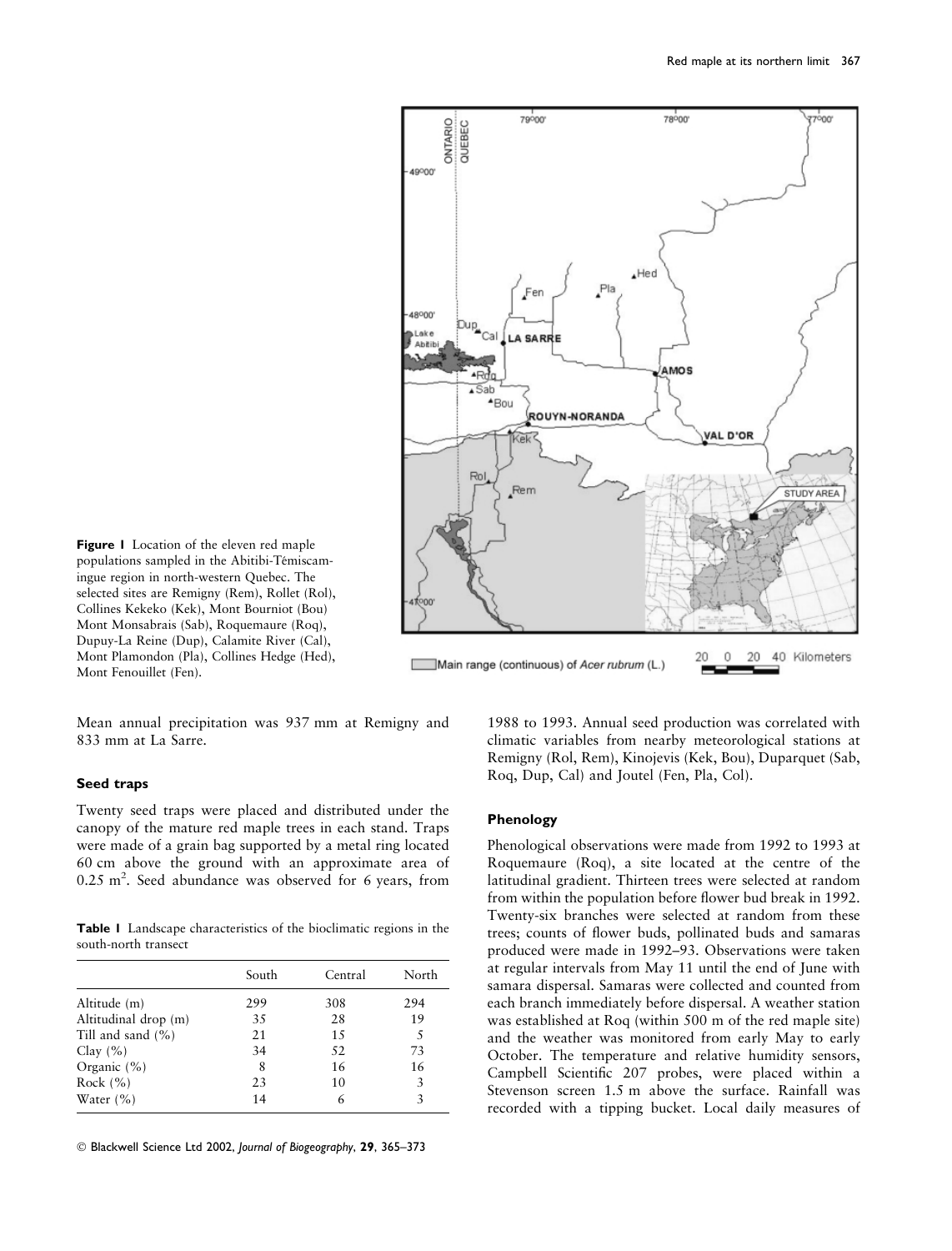**Figure 1** Location of the eleven red maple populations sampled in the Abitibi-Témiscamingue region in north-western Quebec. The selected sites are Remigny (Rem), Rollet (Rol), Collines Kekeko (Kek), Mont Bourniot (Bou) Mont Monsabrais (Sab), Roquemaure (Roq), Dupuy-La Reine (Dup), Calamite River (Cal), Mont Plamondon (Pla), Collines Hedge (Hed), Mont Fenouillet (Fen).

Mean annual precipitation was 937 mm at Remigny and 833 mm at La Sarre.

### Seed traps

Twenty seed traps were placed and distributed under the canopy of the mature red maple trees in each stand. Traps were made of a grain bag supported by a metal ring located 60 cm above the ground with an approximate area of 0.25 $m^2$. Seed abundance was observed for 6 years, from 1988 to 1993. Annual seed production was correlated with climatic variables from nearby meteorological stations at Remigny (Rol, Rem), Kinojevis (Kek, Bou), Duparquet (Sab, Roq, Dup, Cal) and Joutel (Fen, Pla, Col).

**Table 1** Landscape characteristics of the bioclimatic regions in the south-north transect

| | South | Central | North |
|---|---|---|---|
| Altitude (m) | 299 | 308 | 294 |
| Altitudinal drop (m) | 35 | 28 | 19 |
| Till and sand (%) | 21 | 15 | 5 |
| Clay (%) | 34 | 52 | 73 |
| Organic (%) | 8 | 16 | 16 |
| Rock (%) | 23 | 10 | 3 |
| Water (%) | 14 | 6 | 3 |

### Phenology

Phenological observations were made from 1992 to 1993 at Roquemaure (Roq), a site located at the centre of the latitudinal gradient. Thirteen trees were selected at random from within the population before flower bud break in 1992. Twenty-six branches were selected at random from these trees; counts of flower buds, pollinated buds and samaras produced were made in 1992–93. Observations were taken at regular intervals from May 11 until the end of June with samara dispersal. Samaras were collected and counted from each branch immediately before dispersal. A weather station was established at Roq (within 500 m of the red maple site) and the weather was monitored from early May to early October. The temperature and relative humidity sensors, Campbell Scientific 207 probes, were placed within a Stevenson screen 1.5 m above the surface. Rainfall was recorded with a tipping bucket. Local daily measures of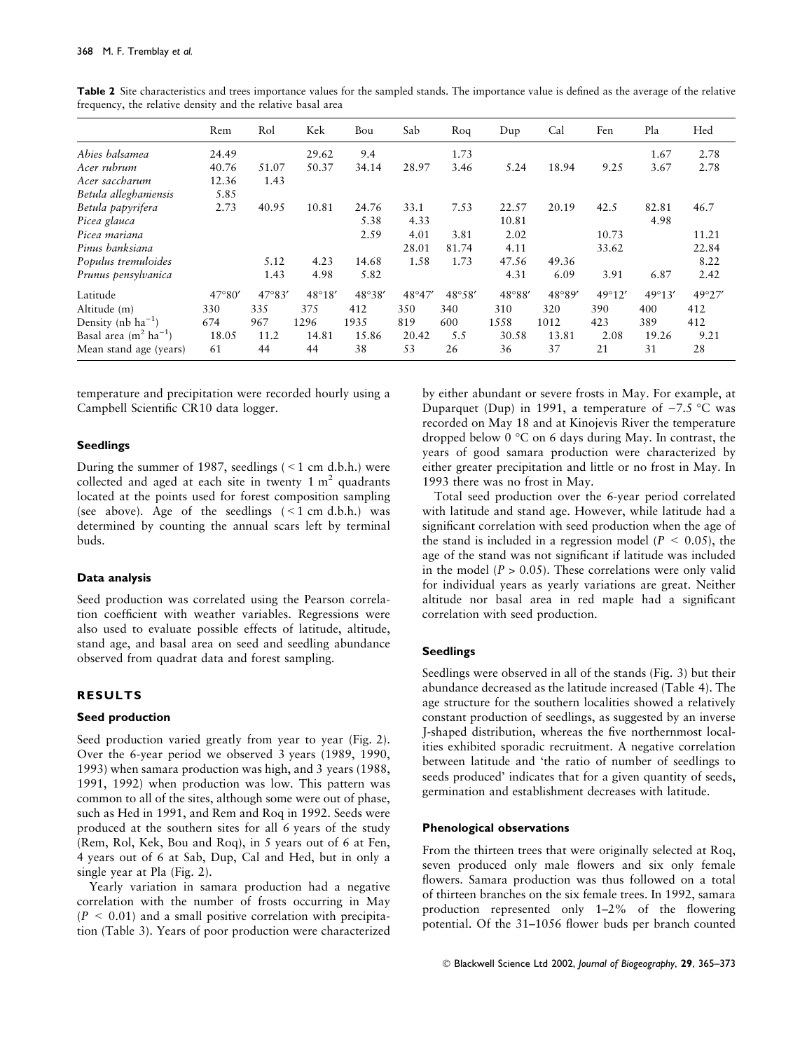**Table 2** Site characteristics and trees importance values for the sampled stands. The importance value is defined as the average of the relative frequency, the relative density and the relative basal area

| | Rem | Rol | Kek | Bou | Sab | Roq | Dup | Cal | Fen | Pla | Hed |
|---|---|---|---|---|---|---|---|---|---|---|---|
| *Abies balsamea* | 24.49 | | 29.62 | 9.4 | | 1.73 | | | | 1.67 | 2.78 |
| *Acer rubrum* | 40.76 | 51.07 | 50.37 | 34.14 | 28.97 | 3.46 | 5.24 | 18.94 | 9.25 | 3.67 | 2.78 |
| *Acer saccharum* | 12.36 | 1.43 | | | | | | | | | |
| *Betula alleghaniensis* | 5.85 | | | | | | | | | | |
| *Betula papyrifera* | 2.73 | 40.95 | 10.81 | 24.76 | 33.1 | 7.53 | 22.57 | 20.19 | 42.5 | 82.81 | 46.7 |
| *Picea glauca* | | | | 5.38 | 4.33 | | 10.81 | | | 4.98 | |
| *Picea mariana* | | | | 2.59 | 4.01 | 3.81 | 2.02 | | 10.73 | | 11.21 |
| *Pinus banksiana* | | | | | 28.01 | 81.74 | 4.11 | | 33.62 | | 22.84 |
| *Populus tremuloides* | | 5.12 | 4.23 | 14.68 | 1.58 | 1.73 | 47.56 | 49.36 | | | 8.22 |
| *Prunus pensylvanica* | | 1.43 | 4.98 | 5.82 | | | 4.31 | 6.09 | 3.91 | 6.87 | 2.42 |
| Latitude | 47°80′ | 47°83′ | 48°18′ | 48°38′ | 48°47′ | 48°58′ | 48°88′ | 48°89′ | 49°12′ | 49°13′ | 49°27′ |
| Altitude (m) | 330 | 335 | 375 | 412 | 350 | 340 | 310 | 320 | 390 | 400 | 412 |
| Density (nb $ha^{-1}$) | 674 | 967 | 1296 | 1935 | 819 | 600 | 1558 | 1012 | 423 | 389 | 412 |
| Basal area ($m^2$ $ha^{-1}$) | 18.05 | 11.2 | 14.81 | 15.86 | 20.42 | 5.5 | 30.58 | 13.81 | 2.08 | 19.26 | 9.21 |
| Mean stand age (years) | 61 | 44 | 44 | 38 | 53 | 26 | 36 | 37 | 21 | 31 | 28 |

temperature and precipitation were recorded hourly using a Campbell Scientific CR10 data logger.

### Seedlings

During the summer of 1987, seedlings (< 1 cm d.b.h.) were collected and aged at each site in twenty 1 $m^2$ quadrants located at the points used for forest composition sampling (see above). Age of the seedlings (< 1 cm d.b.h.) was determined by counting the annual scars left by terminal buds.

### Data analysis

Seed production was correlated using the Pearson correlation coefficient with weather variables. Regressions were also used to evaluate possible effects of latitude, altitude, stand age, and basal area on seed and seedling abundance observed from quadrat data and forest sampling.

## RESULTS

### Seed production

Seed production varied greatly from year to year (Fig. 2). Over the 6-year period we observed 3 years (1989, 1990, 1993) when samara production was high, and 3 years (1988, 1991, 1992) when production was low. This pattern was common to all of the sites, although some were out of phase, such as Hed in 1991, and Rem and Roq in 1992. Seeds were produced at the southern sites for all 6 years of the study (Rem, Rol, Kek, Bou and Roq), in 5 years out of 6 at Fen, 4 years out of 6 at Sab, Dup, Cal and Hed, but in only a single year at Pla (Fig. 2).

Yearly variation in samara production had a negative correlation with the number of frosts occurring in May ($P < 0.01$) and a small positive correlation with precipitation (Table 3). Years of poor production were characterized by either abundant or severe frosts in May. For example, at Duparquet (Dup) in 1991, a temperature of −7.5 °C was recorded on May 18 and at Kinojevis River the temperature dropped below 0 °C on 6 days during May. In contrast, the years of good samara production were characterized by either greater precipitation and little or no frost in May. In 1993 there was no frost in May.

Total seed production over the 6-year period correlated with latitude and stand age. However, while latitude had a significant correlation with seed production when the age of the stand is included in a regression model ($P < 0.05$), the age of the stand was not significant if latitude was included in the model ($P > 0.05$). These correlations were only valid for individual years as yearly variations are great. Neither altitude nor basal area in red maple had a significant correlation with seed production.

### Seedlings

Seedlings were observed in all of the stands (Fig. 3) but their abundance decreased as the latitude increased (Table 4). The age structure for the southern localities showed a relatively constant production of seedlings, as suggested by an inverse J-shaped distribution, whereas the five northernmost localities exhibited sporadic recruitment. A negative correlation between latitude and 'the ratio of number of seedlings to seeds produced' indicates that for a given quantity of seeds, germination and establishment decreases with latitude.

### Phenological observations

From the thirteen trees that were originally selected at Roq, seven produced only male flowers and six only female flowers. Samara production was thus followed on a total of thirteen branches on the six female trees. In 1992, samara production represented only 1–2% of the flowering potential. Of the 31–1056 flower buds per branch counted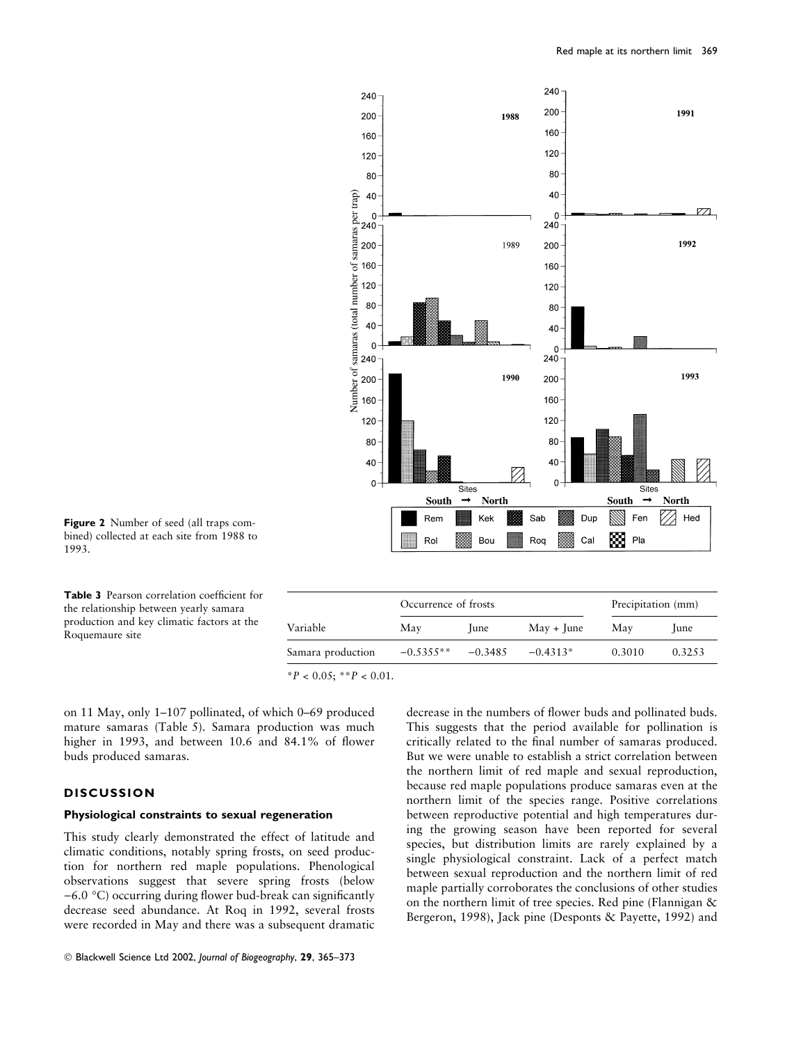Figure 2 Number of seed (all traps combined) collected at each site from 1988 to 1993.

**Table 3** Pearson correlation coefficient for the relationship between yearly samara production and key climatic factors at the Roquemaure site

| Variable | Occurrence of frosts | | | Precipitation (mm) | |
|---|---|---|---|---|---|
| | May | June | May + June | May | June |
| Samara production | −0.5355** | −0.3485 | −0.4313* | 0.3010 | 0.3253 |

*$P < 0.05$; **$P < 0.01$.

on 11 May, only 1–107 pollinated, of which 0–69 produced mature samaras (Table 5). Samara production was much higher in 1993, and between 10.6 and 84.1% of flower buds produced samaras.

## DISCUSSION

### Physiological constraints to sexual regeneration

This study clearly demonstrated the effect of latitude and climatic conditions, notably spring frosts, on seed production for northern red maple populations. Phenological observations suggest that severe spring frosts (below −6.0 °C) occurring during flower bud-break can significantly decrease seed abundance. At Roq in 1992, several frosts were recorded in May and there was a subsequent dramatic decrease in the numbers of flower buds and pollinated buds. This suggests that the period available for pollination is critically related to the final number of samaras produced. But we were unable to establish a strict correlation between the northern limit of red maple and sexual reproduction, because red maple populations produce samaras even at the northern limit of the species range. Positive correlations between reproductive potential and high temperatures during the growing season have been reported for several species, but distribution limits are rarely explained by a single physiological constraint. Lack of a perfect match between sexual reproduction and the northern limit of red maple partially corroborates the conclusions of other studies on the northern limit of tree species. Red pine (Flannigan & Bergeron, 1998), Jack pine (Desponts & Payette, 1992) and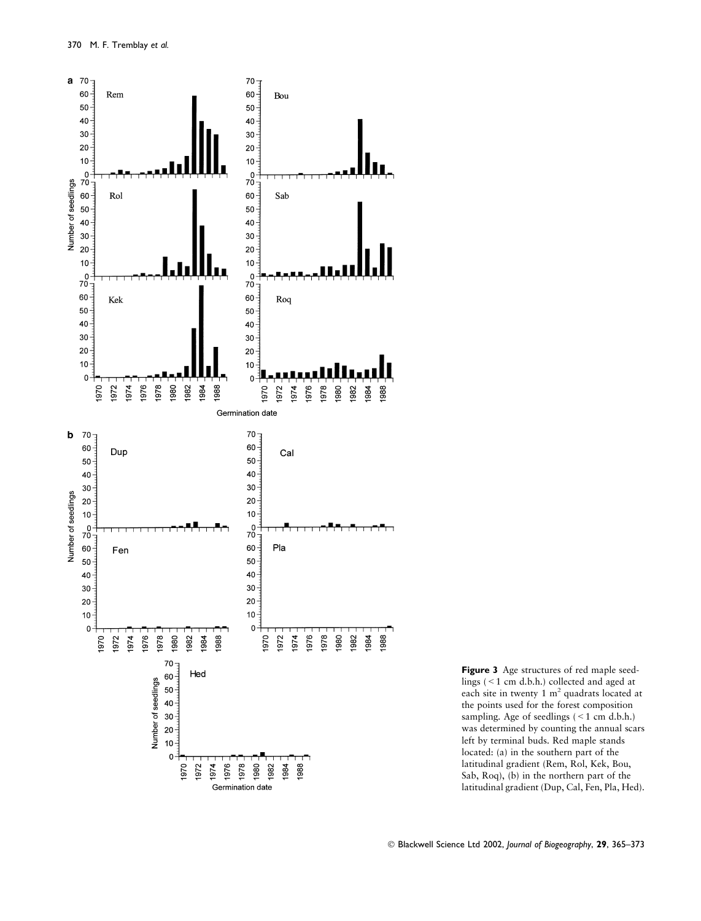**Figure 3** Age structures of red maple seedlings (< 1 cm d.b.h.) collected and aged at each site in twenty 1 m² quadrats located at the points used for the forest composition sampling. Age of seedlings (< 1 cm d.b.h.) was determined by counting the annual scars left by terminal buds. Red maple stands located: (a) in the southern part of the latitudinal gradient (Rem, Rol, Kek, Bou, Sab, Roq), (b) in the northern part of the latitudinal gradient (Dup, Cal, Fen, Pla, Hed).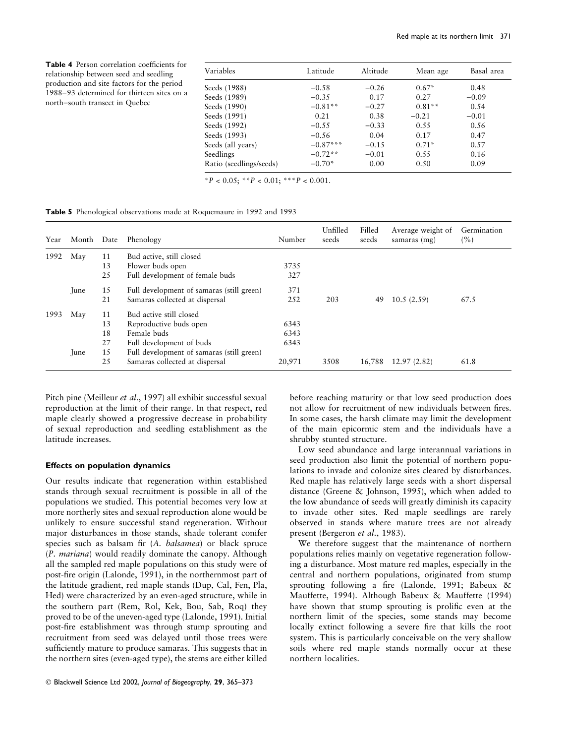**Table 4** Person correlation coefficients for relationship between seed and seedling production and site factors for the period 1988–93 determined for thirteen sites on a north–south transect in Quebec

| Variables | Latitude | Altitude | Mean age | Basal area |
|---|---|---|---|---|
| Seeds (1988) | −0.58 | −0.26 | 0.67* | 0.48 |
| Seeds (1989) | −0.35 | 0.17 | 0.27 | −0.09 |
| Seeds (1990) | −0.81** | −0.27 | 0.81** | 0.54 |
| Seeds (1991) | 0.21 | 0.38 | −0.21 | −0.01 |
| Seeds (1992) | −0.55 | −0.33 | 0.55 | 0.56 |
| Seeds (1993) | −0.56 | 0.04 | 0.17 | 0.47 |
| Seeds (all years) | −0.87*** | −0.15 | 0.71* | 0.57 |
| Seedlings | −0.72** | −0.01 | 0.55 | 0.16 |
| Ratio (seedlings/seeds) | −0.70* | 0.00 | 0.50 | 0.09 |

*$P < 0.05$; **$P < 0.01$; ***$P < 0.001$.

**Table 5** Phenological observations made at Roquemaure in 1992 and 1993

| Year | Month | Date | Phenology | Number | Unfilled seeds | Filled seeds | Average weight of samaras (mg) | Germination (%) |
|---|---|---|---|---|---|---|---|---|
| 1992 | May | 11 | Bud active, still closed | | | | | |
| | | 13 | Flower buds open | 3735 | | | | |
| | | 25 | Full development of female buds | 327 | | | | |
| | June | 15 | Full development of samaras (still green) | 371 | | | | |
| | | 21 | Samaras collected at dispersal | 252 | 203 | 49 | 10.5 (2.59) | 67.5 |
| 1993 | May | 11 | Bud active still closed | | | | | |
| | | 13 | Reproductive buds open | 6343 | | | | |
| | | 18 | Female buds | 6343 | | | | |
| | | 27 | Full development of buds | 6343 | | | | |
| | June | 15 | Full development of samaras (still green) | | | | | |
| | | 25 | Samaras collected at dispersal | 20,971 | 3508 | 16,788 | 12.97 (2.82) | 61.8 |

Pitch pine (Meilleur *et al*., 1997) all exhibit successful sexual reproduction at the limit of their range. In that respect, red maple clearly showed a progressive decrease in probability of sexual reproduction and seedling establishment as the latitude increases.

### Effects on population dynamics

Our results indicate that regeneration within established stands through sexual recruitment is possible in all of the populations we studied. This potential becomes very low at more northerly sites and sexual reproduction alone would be unlikely to ensure successful stand regeneration. Without major disturbances in those stands, shade tolerant conifer species such as balsam fir (*A. balsamea*) or black spruce (*P. mariana*) would readily dominate the canopy. Although all the sampled red maple populations on this study were of post-fire origin (Lalonde, 1991), in the northernmost part of the latitude gradient, red maple stands (Dup, Cal, Fen, Pla, Hed) were characterized by an even-aged structure, while in the southern part (Rem, Rol, Kek, Bou, Sab, Roq) they proved to be of the uneven-aged type (Lalonde, 1991). Initial post-fire establishment was through stump sprouting and recruitment from seed was delayed until those trees were sufficiently mature to produce samaras. This suggests that in the northern sites (even-aged type), the stems are either killed before reaching maturity or that low seed production does not allow for recruitment of new individuals between fires. In some cases, the harsh climate may limit the development of the main epicormic stem and the individuals have a shrubby stunted structure.

Low seed abundance and large interannual variations in seed production also limit the potential of northern populations to invade and colonize sites cleared by disturbances. Red maple has relatively large seeds with a short dispersal distance (Greene & Johnson, 1995), which when added to the low abundance of seeds will greatly diminish its capacity to invade other sites. Red maple seedlings are rarely observed in stands where mature trees are not already present (Bergeron *et al*., 1983).

We therefore suggest that the maintenance of northern populations relies mainly on vegetative regeneration following a disturbance. Most mature red maples, especially in the central and northern populations, originated from stump sprouting following a fire (Lalonde, 1991; Babeux & Mauffette, 1994). Although Babeux & Mauffette (1994) have shown that stump sprouting is prolific even at the northern limit of the species, some stands may become locally extinct following a severe fire that kills the root system. This is particularly conceivable on the very shallow soils where red maple stands normally occur at these northern localities.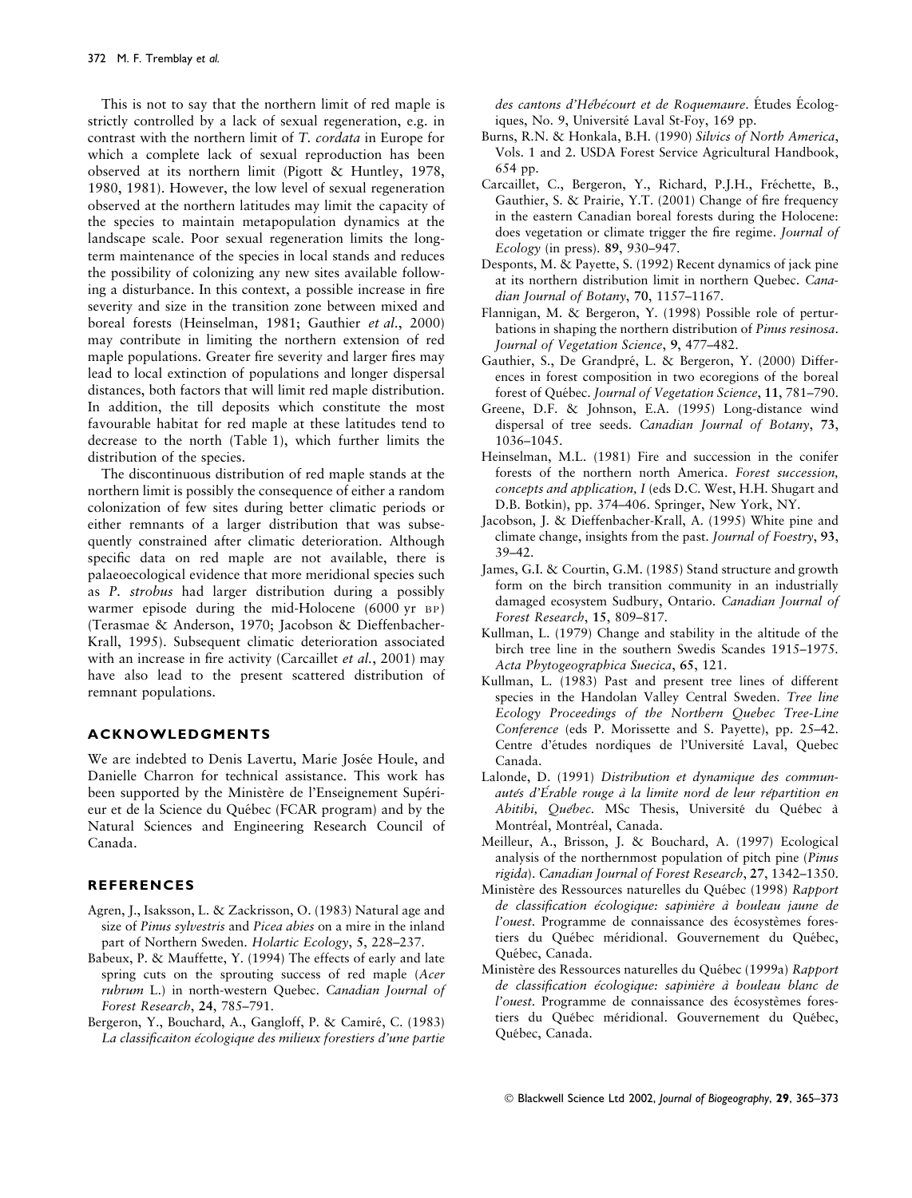This is not to say that the northern limit of red maple is strictly controlled by a lack of sexual regeneration, e.g. in contrast with the northern limit of *T. cordata* in Europe for which a complete lack of sexual reproduction has been observed at its northern limit (Pigott & Huntley, 1978, 1980, 1981). However, the low level of sexual regeneration observed at the northern latitudes may limit the capacity of the species to maintain metapopulation dynamics at the landscape scale. Poor sexual regeneration limits the long-term maintenance of the species in local stands and reduces the possibility of colonizing any new sites available following a disturbance. In this context, a possible increase in fire severity and size in the transition zone between mixed and boreal forests (Heinselman, 1981; Gauthier *et al.*, 2000) may contribute in limiting the northern extension of red maple populations. Greater fire severity and larger fires may lead to local extinction of populations and longer dispersal distances, both factors that will limit red maple distribution. In addition, the till deposits which constitute the most favourable habitat for red maple at these latitudes tend to decrease to the north (Table 1), which further limits the distribution of the species.

The discontinuous distribution of red maple stands at the northern limit is possibly the consequence of either a random colonization of few sites during better climatic periods or either remnants of a larger distribution that was subsequently constrained after climatic deterioration. Although specific data on red maple are not available, there is palaeoecological evidence that more meridional species such as *P. strobus* had larger distribution during a possibly warmer episode during the mid-Holocene (6000 yr BP) (Terasmae & Anderson, 1970; Jacobson & Dieffenbacher-Krall, 1995). Subsequent climatic deterioration associated with an increase in fire activity (Carcaillet *et al.*, 2001) may have also lead to the present scattered distribution of remnant populations.

## ACKNOWLEDGMENTS

We are indebted to Denis Lavertu, Marie Josée Houle, and Danielle Charron for technical assistance. This work has been supported by the Ministère de l'Enseignement Supérieur et de la Science du Québec (FCAR program) and by the Natural Sciences and Engineering Research Council of Canada.

## REFERENCES

Agren, J., Isaksson, L. & Zackrisson, O. (1983) Natural age and size of *Pinus sylvestris* and *Picea abies* on a mire in the inland part of Northern Sweden. *Holartic Ecology*, **5**, 228–237.

Babeux, P. & Mauffette, Y. (1994) The effects of early and late spring cuts on the sprouting success of red maple (*Acer rubrum* L.) in north-western Quebec. *Canadian Journal of Forest Research*, **24**, 785–791.

Bergeron, Y., Bouchard, A., Gangloff, P. & Camiré, C. (1983) *La classificaiton écologique des milieux forestiers d'une partie des cantons d'Hébécourt et de Roquemaure*. Études Écologiques, No. 9, Université Laval St-Foy, 169 pp.

Burns, R.N. & Honkala, B.H. (1990) *Silvics of North America*, Vols. 1 and 2. USDA Forest Service Agricultural Handbook, 654 pp.

Carcaillet, C., Bergeron, Y., Richard, P.J.H., Fréchette, B., Gauthier, S. & Prairie, Y.T. (2001) Change of fire frequency in the eastern Canadian boreal forests during the Holocene: does vegetation or climate trigger the fire regime. *Journal of Ecology* (in press). **89**, 930–947.

Desponts, M. & Payette, S. (1992) Recent dynamics of jack pine at its northern distribution limit in northern Quebec. *Canadian Journal of Botany*, **70**, 1157–1167.

Flannigan, M. & Bergeron, Y. (1998) Possible role of perturbations in shaping the northern distribution of *Pinus resinosa*. *Journal of Vegetation Science*, **9**, 477–482.

Gauthier, S., De Grandpré, L. & Bergeron, Y. (2000) Differences in forest composition in two ecoregions of the boreal forest of Québec. *Journal of Vegetation Science*, **11**, 781–790.

Greene, D.F. & Johnson, E.A. (1995) Long-distance wind dispersal of tree seeds. *Canadian Journal of Botany*, **73**, 1036–1045.

Heinselman, M.L. (1981) Fire and succession in the conifer forests of the northern north America. *Forest succession, concepts and application, I* (eds D.C. West, H.H. Shugart and D.B. Botkin), pp. 374–406. Springer, New York, NY.

Jacobson, J. & Dieffenbacher-Krall, A. (1995) White pine and climate change, insights from the past. *Journal of Foestry*, **93**, 39–42.

James, G.I. & Courtin, G.M. (1985) Stand structure and growth form on the birch transition community in an industrially damaged ecosystem Sudbury, Ontario. *Canadian Journal of Forest Research*, **15**, 809–817.

Kullman, L. (1979) Change and stability in the altitude of the birch tree line in the southern Swedis Scandes 1915–1975. *Acta Phytogeographica Suecica*, **65**, 121.

Kullman, L. (1983) Past and present tree lines of different species in the Handolan Valley Central Sweden. *Tree line Ecology Proceedings of the Northern Quebec Tree-Line Conference* (eds P. Morissette and S. Payette), pp. 25–42. Centre d'études nordiques de l'Université Laval, Quebec Canada.

Lalonde, D. (1991) *Distribution et dynamique des communautés d'Érable rouge à la limite nord de leur répartition en Abitibi, Québec*. MSc Thesis, Université du Québec à Montréal, Montréal, Canada.

Meilleur, A., Brisson, J. & Bouchard, A. (1997) Ecological analysis of the northernmost population of pitch pine (*Pinus rigida*). *Canadian Journal of Forest Research*, **27**, 1342–1350.

Ministère des Ressources naturelles du Québec (1998) *Rapport de classification écologique: sapinière à bouleau jaune de l'ouest*. Programme de connaissance des écosystèmes forestiers du Québec méridional. Gouvernement du Québec, Québec, Canada.

Ministère des Ressources naturelles du Québec (1999a) *Rapport de classification écologique: sapinière à bouleau blanc de l'ouest*. Programme de connaissance des écosystèmes forestiers du Québec méridional. Gouvernement du Québec, Québec, Canada.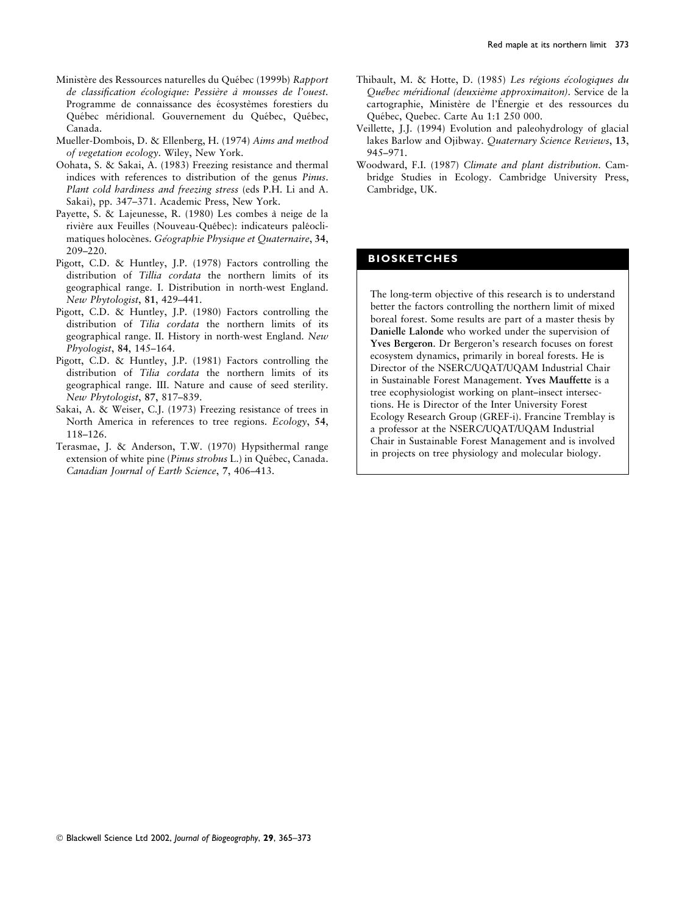Ministère des Ressources naturelles du Québec (1999b) *Rapport de classification écologique: Pessière à mousses de l'ouest*. Programme de connaissance des écosystèmes forestiers du Québec méridional. Gouvernement du Québec, Québec, Canada.

Mueller-Dombois, D. & Ellenberg, H. (1974) *Aims and method of vegetation ecology*. Wiley, New York.

Oohata, S. & Sakai, A. (1983) Freezing resistance and thermal indices with references to distribution of the genus *Pinus*. *Plant cold hardiness and freezing stress* (eds P.H. Li and A. Sakai), pp. 347–371. Academic Press, New York.

Payette, S. & Lajeunesse, R. (1980) Les combes à neige de la rivière aux Feuilles (Nouveau-Québec): indicateurs paléoclimatiques holocènes. *Géographie Physique et Quaternaire*, **34**, 209–220.

Pigott, C.D. & Huntley, J.P. (1978) Factors controlling the distribution of *Tillia cordata* the northern limits of its geographical range. I. Distribution in north-west England. *New Phytologist*, **81**, 429–441.

Pigott, C.D. & Huntley, J.P. (1980) Factors controlling the distribution of *Tilia cordata* the northern limits of its geographical range. II. History in north-west England. *New Phyologist*, **84**, 145–164.

Pigott, C.D. & Huntley, J.P. (1981) Factors controlling the distribution of *Tilia cordata* the northern limits of its geographical range. III. Nature and cause of seed sterility. *New Phytologist*, **87**, 817–839.

Sakai, A. & Weiser, C.J. (1973) Freezing resistance of trees in North America in references to tree regions. *Ecology*, **54**, 118–126.

Terasmae, J. & Anderson, T.W. (1970) Hypsithermal range extension of white pine (*Pinus strobus* L.) in Québec, Canada. *Canadian Journal of Earth Science*, **7**, 406–413.

Thibault, M. & Hotte, D. (1985) *Les régions écologiques du Québec méridional (deuxième approximaiton)*. Service de la cartographie, Ministère de l'Énergie et des ressources du Québec, Quebec. Carte Au 1:1 250 000.

Veillette, J.J. (1994) Evolution and paleohydrology of glacial lakes Barlow and Ojibway. *Quaternary Science Reviews*, **13**, 945–971.

Woodward, F.I. (1987) *Climate and plant distribution*. Cambridge Studies in Ecology. Cambridge University Press, Cambridge, UK.

## BIOSKETCHES

The long-term objective of this research is to understand better the factors controlling the northern limit of mixed boreal forest. Some results are part of a master thesis by **Danielle Lalonde** who worked under the supervision of **Yves Bergeron**. Dr Bergeron's research focuses on forest ecosystem dynamics, primarily in boreal forests. He is Director of the NSERC/UQAT/UQAM Industrial Chair in Sustainable Forest Management. **Yves Mauffette** is a tree ecophysiologist working on plant–insect intersections. He is Director of the Inter University Forest Ecology Research Group (GREF-i). Francine Tremblay is a professor at the NSERC/UQAT/UQAM Industrial Chair in Sustainable Forest Management and is involved in projects on tree physiology and molecular biology.